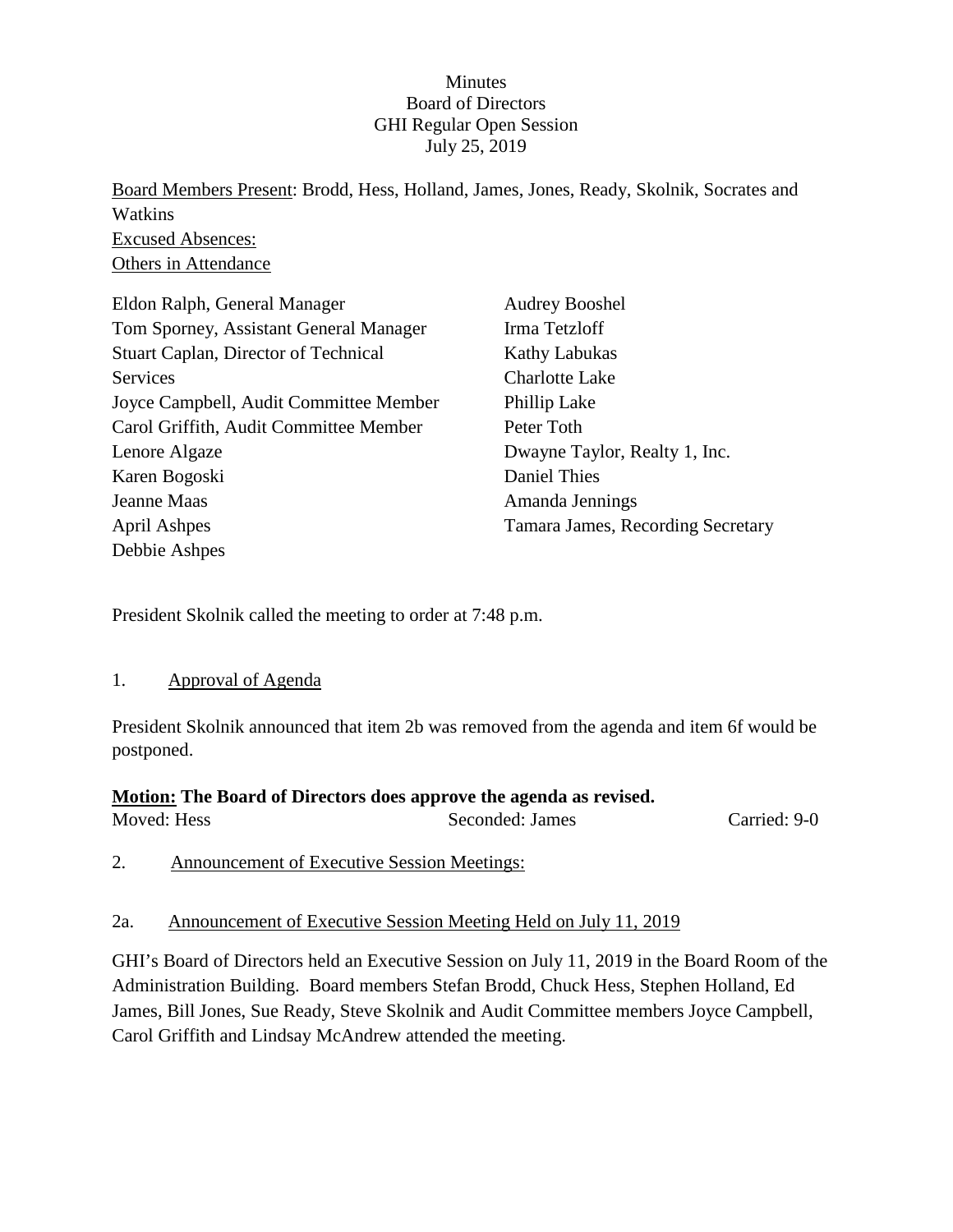Minutes
Board of Directors
GHI Regular Open Session
July 25, 2019

Board Members Present: Brodd, Hess, Holland, James, Jones, Ready, Skolnik, Socrates and Watkins

Excused Absences:

Others in Attendance

Eldon Ralph, General Manager
Tom Sporney, Assistant General Manager
Stuart Caplan, Director of Technical Services
Joyce Campbell, Audit Committee Member
Carol Griffith, Audit Committee Member
Lenore Algaze
Karen Bogoski
Jeanne Maas
April Ashpes
Debbie Ashpes
Audrey Booshel
Irma Tetzloff
Kathy Labukas
Charlotte Lake
Phillip Lake
Peter Toth
Dwayne Taylor, Realty 1, Inc.
Daniel Thies
Amanda Jennings
Tamara James, Recording Secretary

President Skolnik called the meeting to order at 7:48 p.m.

1. Approval of Agenda

President Skolnik announced that item 2b was removed from the agenda and item 6f would be postponed.

**Motion: The Board of Directors does approve the agenda as revised.**

Moved: Hess    Seconded: James    Carried: 9-0

2. Announcement of Executive Session Meetings:

2a. Announcement of Executive Session Meeting Held on July 11, 2019

GHI's Board of Directors held an Executive Session on July 11, 2019 in the Board Room of the Administration Building. Board members Stefan Brodd, Chuck Hess, Stephen Holland, Ed James, Bill Jones, Sue Ready, Steve Skolnik and Audit Committee members Joyce Campbell, Carol Griffith and Lindsay McAndrew attended the meeting.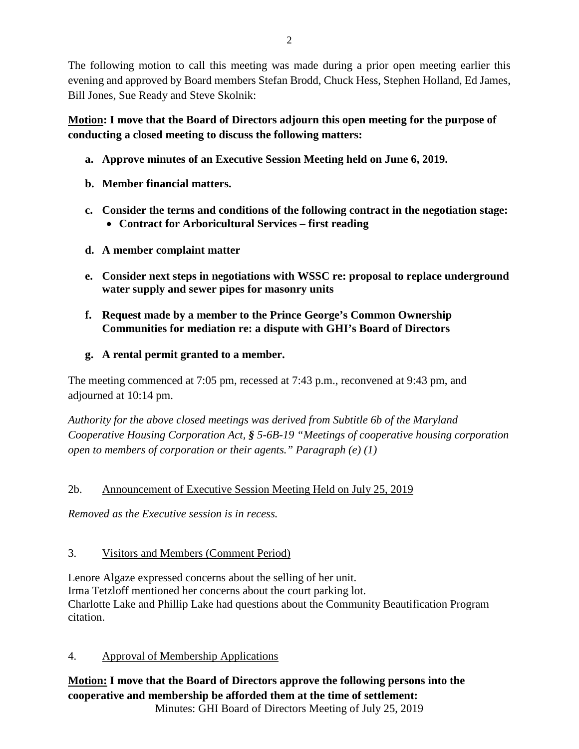The following motion to call this meeting was made during a prior open meeting earlier this evening and approved by Board members Stefan Brodd, Chuck Hess, Stephen Holland, Ed James, Bill Jones, Sue Ready and Steve Skolnik:

**<u>Motion</u>: I move that the Board of Directors adjourn this open meeting for the purpose of conducting a closed meeting to discuss the following matters:**

- **a. Approve minutes of an Executive Session Meeting held on June 6, 2019.**
- **b. Member financial matters.**
- **c. Consider the terms and conditions of the following contract in the negotiation stage:**
  - **Contract for Arboricultural Services – first reading**
- **d. A member complaint matter**
- **e. Consider next steps in negotiations with WSSC re: proposal to replace underground water supply and sewer pipes for masonry units**
- **f. Request made by a member to the Prince George's Common Ownership Communities for mediation re: a dispute with GHI's Board of Directors**
- **g. A rental permit granted to a member.**

The meeting commenced at 7:05 pm, recessed at 7:43 p.m., reconvened at 9:43 pm, and adjourned at 10:14 pm.

*Authority for the above closed meetings was derived from Subtitle 6b of the Maryland Cooperative Housing Corporation Act, § 5-6B-19 "Meetings of cooperative housing corporation open to members of corporation or their agents." Paragraph (e) (1)*

2b. <u>Announcement of Executive Session Meeting Held on July 25, 2019</u>

*Removed as the Executive session is in recess.*

3. <u>Visitors and Members (Comment Period)</u>

Lenore Algaze expressed concerns about the selling of her unit.
Irma Tetzloff mentioned her concerns about the court parking lot.
Charlotte Lake and Phillip Lake had questions about the Community Beautification Program citation.

4. <u>Approval of Membership Applications</u>

**<u>Motion:</u> I move that the Board of Directors approve the following persons into the cooperative and membership be afforded them at the time of settlement:**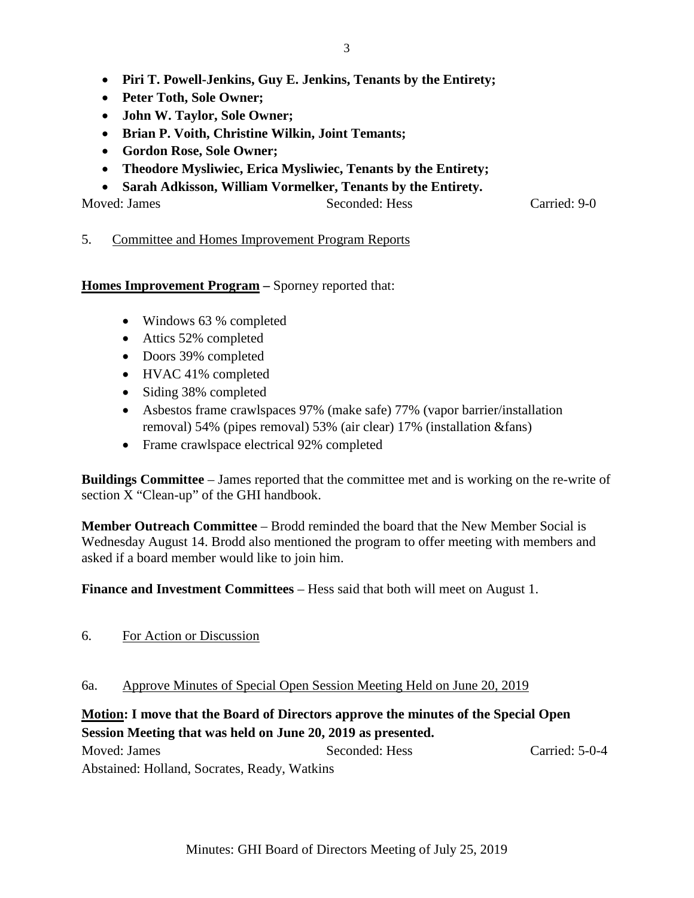- **Piri T. Powell-Jenkins, Guy E. Jenkins, Tenants by the Entirety;**
- **Peter Toth, Sole Owner;**
- **John W. Taylor, Sole Owner;**
- **Brian P. Voith, Christine Wilkin, Joint Temants;**
- **Gordon Rose, Sole Owner;**
- **Theodore Mysliwiec, Erica Mysliwiec, Tenants by the Entirety;**
- **Sarah Adkisson, William Vormelker, Tenants by the Entirety.**

Moved: James Seconded: Hess Carried: 9-0

5. Committee and Homes Improvement Program Reports

**Homes Improvement Program –** Sporney reported that:

- Windows 63 % completed
- Attics 52% completed
- Doors 39% completed
- HVAC 41% completed
- Siding 38% completed
- Asbestos frame crawlspaces 97% (make safe) 77% (vapor barrier/installation removal) 54% (pipes removal) 53% (air clear) 17% (installation &fans)
- Frame crawlspace electrical 92% completed

**Buildings Committee** – James reported that the committee met and is working on the re-write of section X "Clean-up" of the GHI handbook.

**Member Outreach Committee** – Brodd reminded the board that the New Member Social is Wednesday August 14. Brodd also mentioned the program to offer meeting with members and asked if a board member would like to join him.

**Finance and Investment Committees** – Hess said that both will meet on August 1.

6. For Action or Discussion

6a. Approve Minutes of Special Open Session Meeting Held on June 20, 2019

**Motion: I move that the Board of Directors approve the minutes of the Special Open Session Meeting that was held on June 20, 2019 as presented.**

Moved: James Seconded: Hess Carried: 5-0-4

Abstained: Holland, Socrates, Ready, Watkins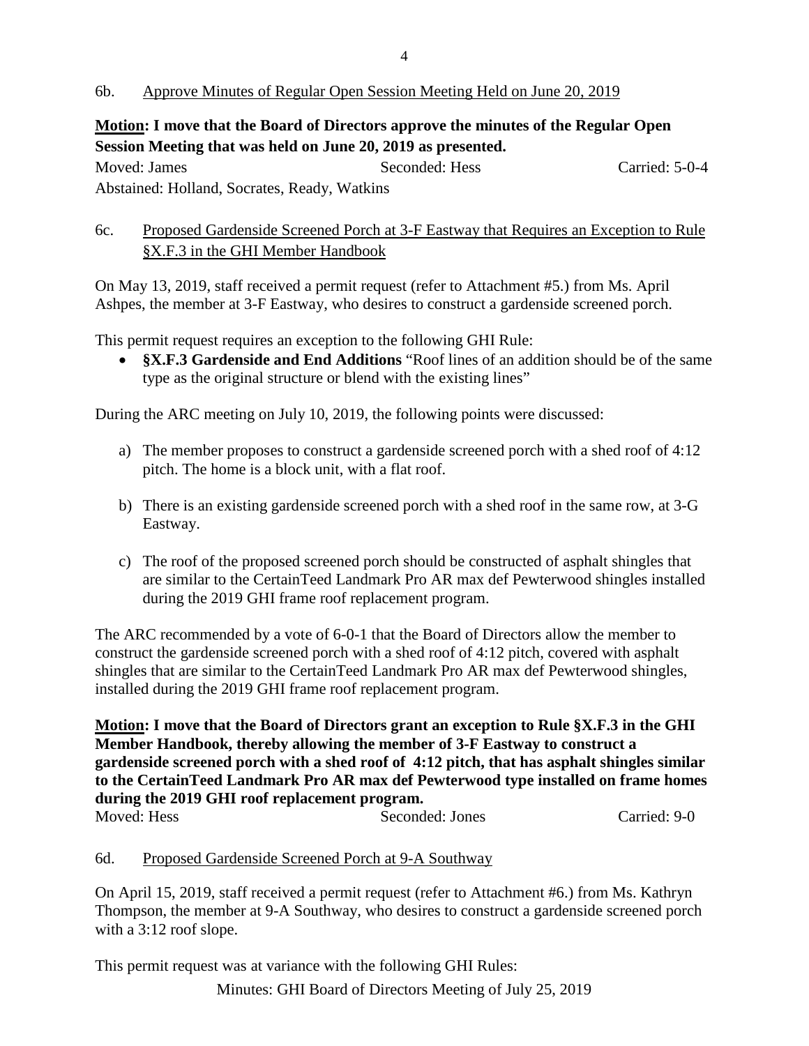6b. <u>Approve Minutes of Regular Open Session Meeting Held on June 20, 2019</u>

**<u>Motion</u>: I move that the Board of Directors approve the minutes of the Regular Open Session Meeting that was held on June 20, 2019 as presented.**

Moved: James    Seconded: Hess    Carried: 5-0-4

Abstained: Holland, Socrates, Ready, Watkins

6c. <u>Proposed Gardenside Screened Porch at 3-F Eastway that Requires an Exception to Rule §X.F.3 in the GHI Member Handbook</u>

On May 13, 2019, staff received a permit request (refer to Attachment #5.) from Ms. April Ashpes, the member at 3-F Eastway, who desires to construct a gardenside screened porch.

This permit request requires an exception to the following GHI Rule:

- **§X.F.3 Gardenside and End Additions** "Roof lines of an addition should be of the same type as the original structure or blend with the existing lines"

During the ARC meeting on July 10, 2019, the following points were discussed:

a) The member proposes to construct a gardenside screened porch with a shed roof of 4:12 pitch. The home is a block unit, with a flat roof.

b) There is an existing gardenside screened porch with a shed roof in the same row, at 3-G Eastway.

c) The roof of the proposed screened porch should be constructed of asphalt shingles that are similar to the CertainTeed Landmark Pro AR max def Pewterwood shingles installed during the 2019 GHI frame roof replacement program.

The ARC recommended by a vote of 6-0-1 that the Board of Directors allow the member to construct the gardenside screened porch with a shed roof of 4:12 pitch, covered with asphalt shingles that are similar to the CertainTeed Landmark Pro AR max def Pewterwood shingles, installed during the 2019 GHI frame roof replacement program.

**<u>Motion</u>: I move that the Board of Directors grant an exception to Rule §X.F.3 in the GHI Member Handbook, thereby allowing the member of 3-F Eastway to construct a gardenside screened porch with a shed roof of 4:12 pitch, that has asphalt shingles similar to the CertainTeed Landmark Pro AR max def Pewterwood type installed on frame homes during the 2019 GHI roof replacement program.**

Moved: Hess    Seconded: Jones    Carried: 9-0

6d. <u>Proposed Gardenside Screened Porch at 9-A Southway</u>

On April 15, 2019, staff received a permit request (refer to Attachment #6.) from Ms. Kathryn Thompson, the member at 9-A Southway, who desires to construct a gardenside screened porch with a 3:12 roof slope.

This permit request was at variance with the following GHI Rules: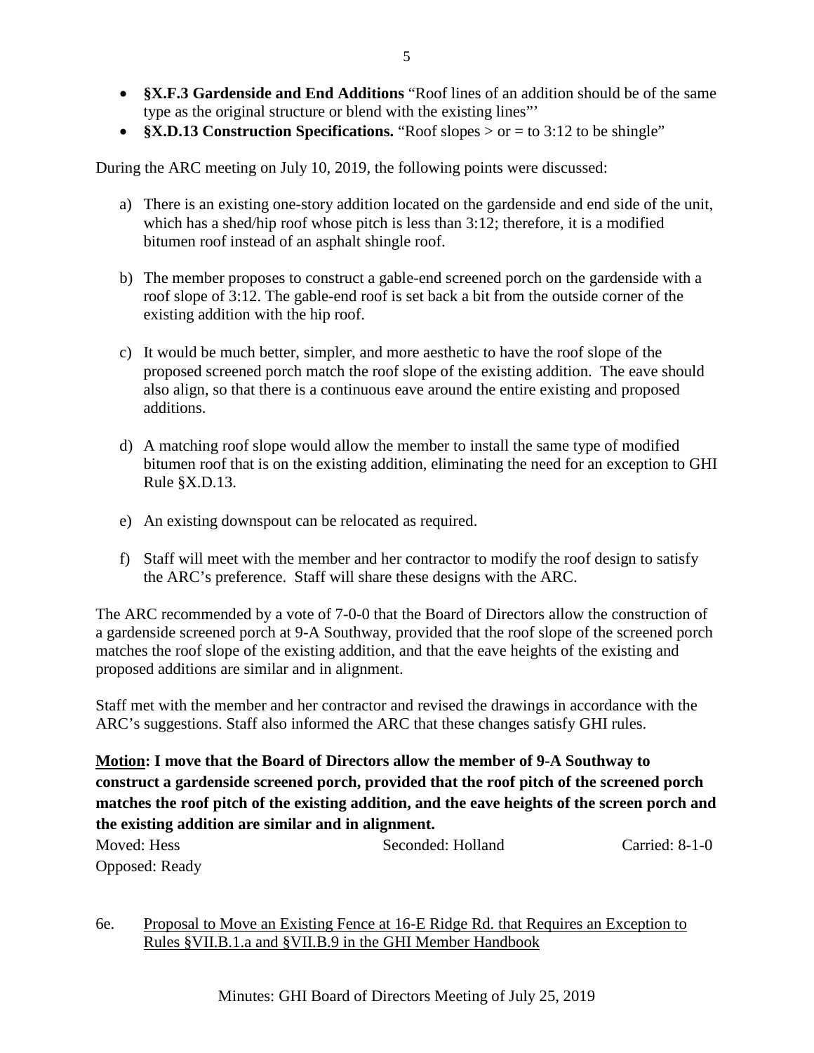- **§X.F.3 Gardenside and End Additions** "Roof lines of an addition should be of the same type as the original structure or blend with the existing lines"'
- **§X.D.13 Construction Specifications.** "Roof slopes > or = to 3:12 to be shingle"

During the ARC meeting on July 10, 2019, the following points were discussed:

a) There is an existing one-story addition located on the gardenside and end side of the unit, which has a shed/hip roof whose pitch is less than 3:12; therefore, it is a modified bitumen roof instead of an asphalt shingle roof.

b) The member proposes to construct a gable-end screened porch on the gardenside with a roof slope of 3:12. The gable-end roof is set back a bit from the outside corner of the existing addition with the hip roof.

c) It would be much better, simpler, and more aesthetic to have the roof slope of the proposed screened porch match the roof slope of the existing addition. The eave should also align, so that there is a continuous eave around the entire existing and proposed additions.

d) A matching roof slope would allow the member to install the same type of modified bitumen roof that is on the existing addition, eliminating the need for an exception to GHI Rule §X.D.13.

e) An existing downspout can be relocated as required.

f) Staff will meet with the member and her contractor to modify the roof design to satisfy the ARC's preference. Staff will share these designs with the ARC.

The ARC recommended by a vote of 7-0-0 that the Board of Directors allow the construction of a gardenside screened porch at 9-A Southway, provided that the roof slope of the screened porch matches the roof slope of the existing addition, and that the eave heights of the existing and proposed additions are similar and in alignment.

Staff met with the member and her contractor and revised the drawings in accordance with the ARC's suggestions. Staff also informed the ARC that these changes satisfy GHI rules.

**Motion: I move that the Board of Directors allow the member of 9-A Southway to construct a gardenside screened porch, provided that the roof pitch of the screened porch matches the roof pitch of the existing addition, and the eave heights of the screen porch and the existing addition are similar and in alignment.**

Moved: Hess Seconded: Holland Carried: 8-1-0
Opposed: Ready

6e. Proposal to Move an Existing Fence at 16-E Ridge Rd. that Requires an Exception to Rules §VII.B.1.a and §VII.B.9 in the GHI Member Handbook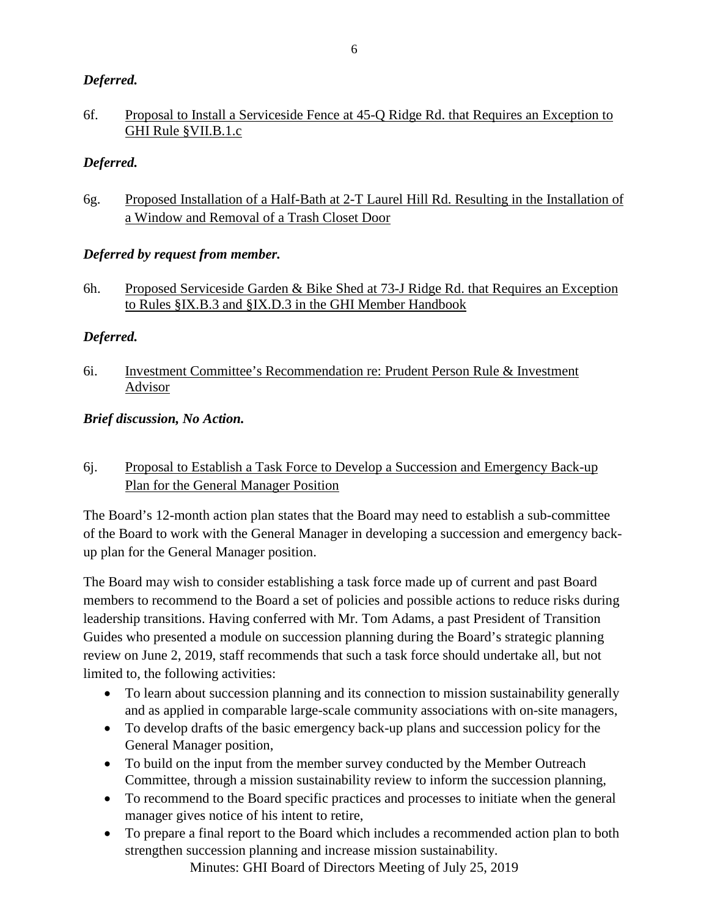***Deferred.***

6f. Proposal to Install a Serviceside Fence at 45-Q Ridge Rd. that Requires an Exception to GHI Rule §VII.B.1.c

***Deferred.***

6g. Proposed Installation of a Half-Bath at 2-T Laurel Hill Rd. Resulting in the Installation of a Window and Removal of a Trash Closet Door

***Deferred by request from member.***

6h. Proposed Serviceside Garden & Bike Shed at 73-J Ridge Rd. that Requires an Exception to Rules §IX.B.3 and §IX.D.3 in the GHI Member Handbook

***Deferred.***

6i. Investment Committee's Recommendation re: Prudent Person Rule & Investment Advisor

***Brief discussion, No Action.***

6j. Proposal to Establish a Task Force to Develop a Succession and Emergency Back-up Plan for the General Manager Position

The Board's 12-month action plan states that the Board may need to establish a sub-committee of the Board to work with the General Manager in developing a succession and emergency back-up plan for the General Manager position.

The Board may wish to consider establishing a task force made up of current and past Board members to recommend to the Board a set of policies and possible actions to reduce risks during leadership transitions. Having conferred with Mr. Tom Adams, a past President of Transition Guides who presented a module on succession planning during the Board's strategic planning review on June 2, 2019, staff recommends that such a task force should undertake all, but not limited to, the following activities:

- To learn about succession planning and its connection to mission sustainability generally and as applied in comparable large-scale community associations with on-site managers,
- To develop drafts of the basic emergency back-up plans and succession policy for the General Manager position,
- To build on the input from the member survey conducted by the Member Outreach Committee, through a mission sustainability review to inform the succession planning,
- To recommend to the Board specific practices and processes to initiate when the general manager gives notice of his intent to retire,
- To prepare a final report to the Board which includes a recommended action plan to both strengthen succession planning and increase mission sustainability.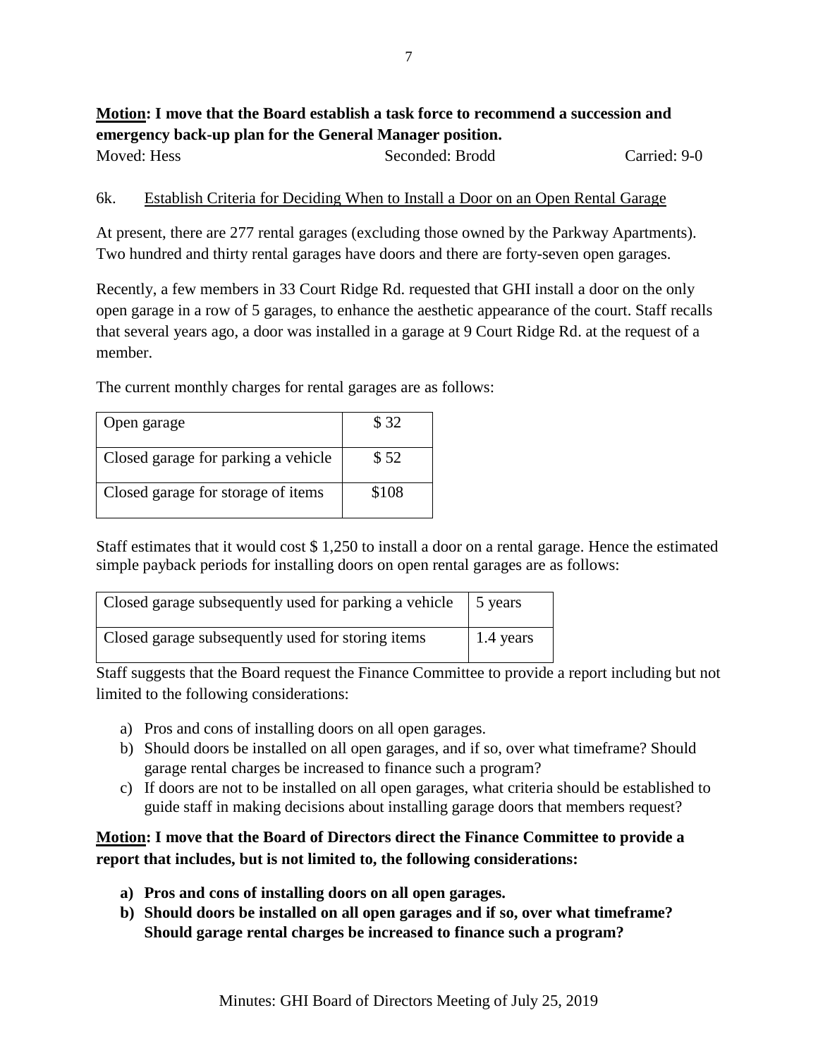**Motion: I move that the Board establish a task force to recommend a succession and emergency back-up plan for the General Manager position.**

Moved: Hess Seconded: Brodd Carried: 9-0

6k. Establish Criteria for Deciding When to Install a Door on an Open Rental Garage

At present, there are 277 rental garages (excluding those owned by the Parkway Apartments). Two hundred and thirty rental garages have doors and there are forty-seven open garages.

Recently, a few members in 33 Court Ridge Rd. requested that GHI install a door on the only open garage in a row of 5 garages, to enhance the aesthetic appearance of the court. Staff recalls that several years ago, a door was installed in a garage at 9 Court Ridge Rd. at the request of a member.

The current monthly charges for rental garages are as follows:

| | |
|---|---|
| Open garage | $ 32 |
| Closed garage for parking a vehicle | $ 52 |
| Closed garage for storage of items | $108 |

Staff estimates that it would cost $ 1,250 to install a door on a rental garage. Hence the estimated simple payback periods for installing doors on open rental garages are as follows:

| | |
|---|---|
| Closed garage subsequently used for parking a vehicle | 5 years |
| Closed garage subsequently used for storing items | 1.4 years |

Staff suggests that the Board request the Finance Committee to provide a report including but not limited to the following considerations:

a) Pros and cons of installing doors on all open garages.
b) Should doors be installed on all open garages, and if so, over what timeframe? Should garage rental charges be increased to finance such a program?
c) If doors are not to be installed on all open garages, what criteria should be established to guide staff in making decisions about installing garage doors that members request?

**Motion: I move that the Board of Directors direct the Finance Committee to provide a report that includes, but is not limited to, the following considerations:**

**a) Pros and cons of installing doors on all open garages.**
**b) Should doors be installed on all open garages and if so, over what timeframe? Should garage rental charges be increased to finance such a program?**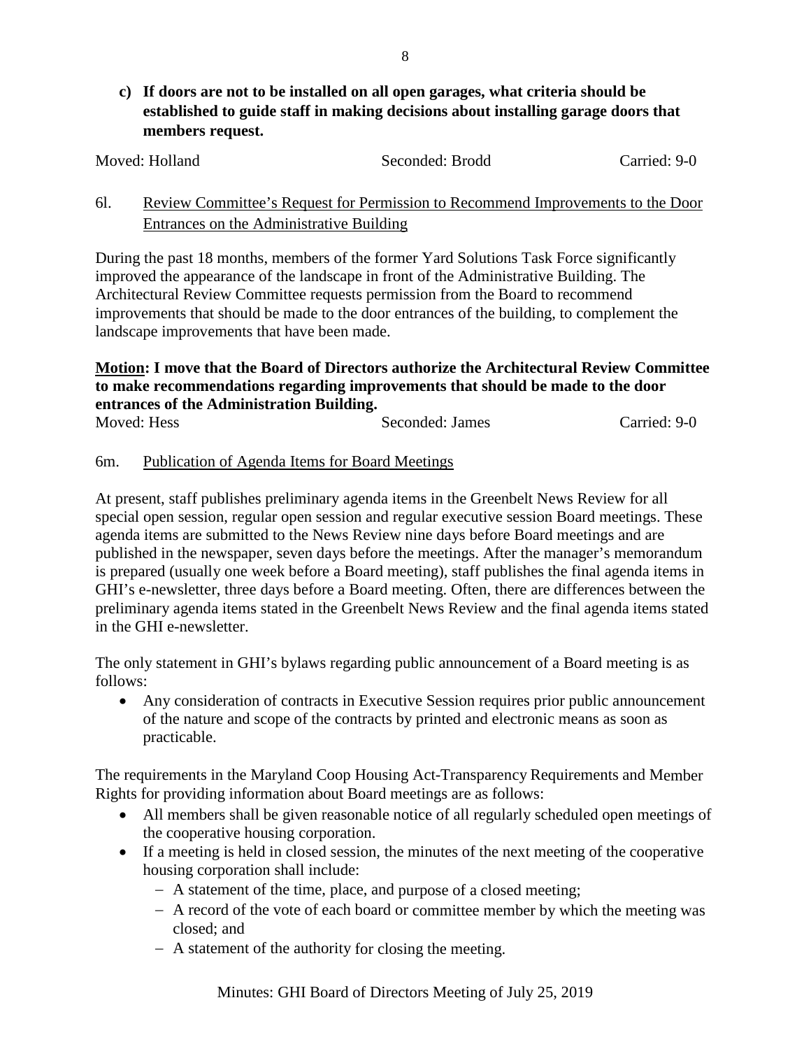**c) If doors are not to be installed on all open garages, what criteria should be established to guide staff in making decisions about installing garage doors that members request.**

Moved: Holland  Seconded: Brodd  Carried: 9-0

6l. <u>Review Committee's Request for Permission to Recommend Improvements to the Door Entrances on the Administrative Building</u>

During the past 18 months, members of the former Yard Solutions Task Force significantly improved the appearance of the landscape in front of the Administrative Building. The Architectural Review Committee requests permission from the Board to recommend improvements that should be made to the door entrances of the building, to complement the landscape improvements that have been made.

**<u>Motion</u>: I move that the Board of Directors authorize the Architectural Review Committee to make recommendations regarding improvements that should be made to the door entrances of the Administration Building.**

Moved: Hess  Seconded: James  Carried: 9-0

6m. <u>Publication of Agenda Items for Board Meetings</u>

At present, staff publishes preliminary agenda items in the Greenbelt News Review for all special open session, regular open session and regular executive session Board meetings. These agenda items are submitted to the News Review nine days before Board meetings and are published in the newspaper, seven days before the meetings. After the manager's memorandum is prepared (usually one week before a Board meeting), staff publishes the final agenda items in GHI's e-newsletter, three days before a Board meeting. Often, there are differences between the preliminary agenda items stated in the Greenbelt News Review and the final agenda items stated in the GHI e-newsletter.

The only statement in GHI's bylaws regarding public announcement of a Board meeting is as follows:

- Any consideration of contracts in Executive Session requires prior public announcement of the nature and scope of the contracts by printed and electronic means as soon as practicable.

The requirements in the Maryland Coop Housing Act-Transparency Requirements and Member Rights for providing information about Board meetings are as follows:

- All members shall be given reasonable notice of all regularly scheduled open meetings of the cooperative housing corporation.
- If a meeting is held in closed session, the minutes of the next meeting of the cooperative housing corporation shall include:
  - A statement of the time, place, and purpose of a closed meeting;
  - A record of the vote of each board or committee member by which the meeting was closed; and
  - A statement of the authority for closing the meeting.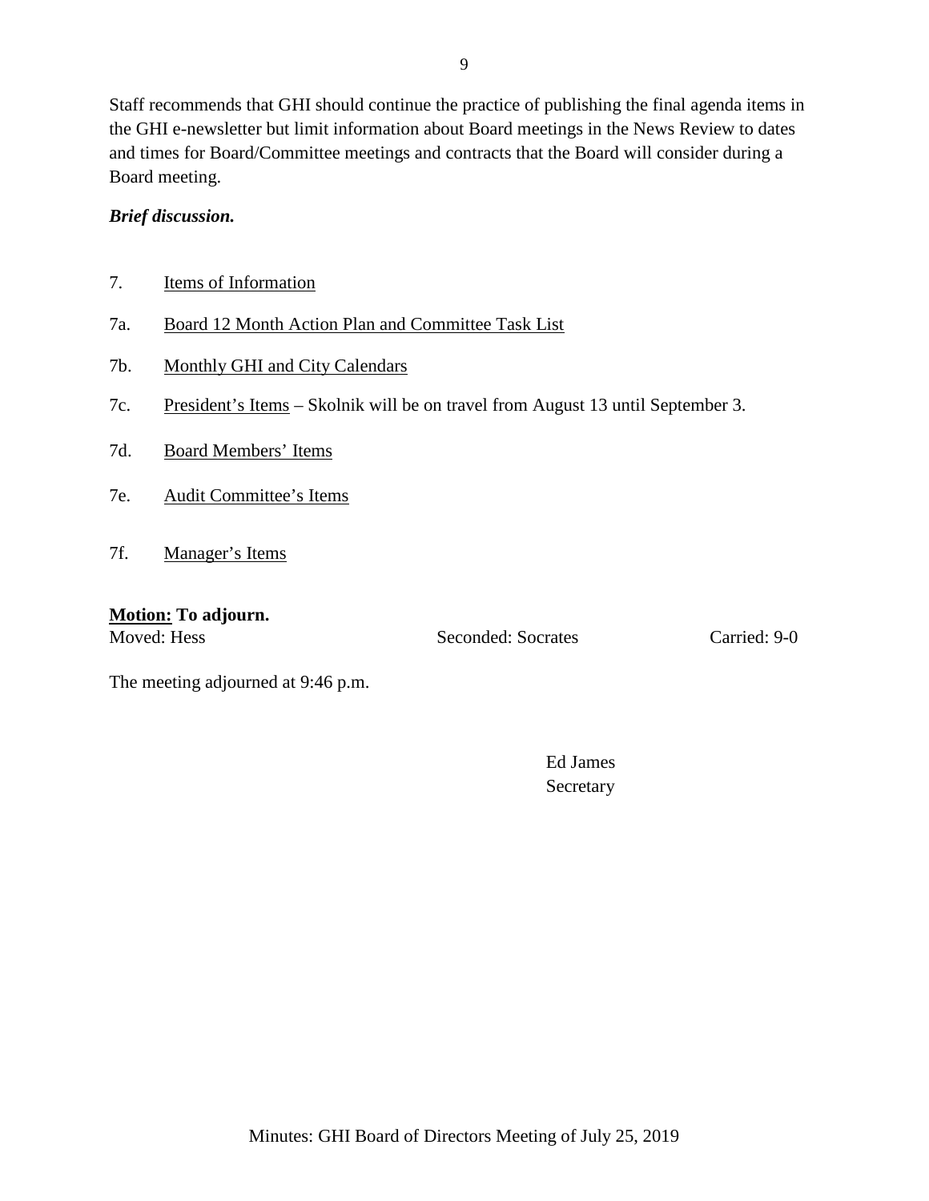Staff recommends that GHI should continue the practice of publishing the final agenda items in the GHI e-newsletter but limit information about Board meetings in the News Review to dates and times for Board/Committee meetings and contracts that the Board will consider during a Board meeting.

***Brief discussion.***

7. Items of Information

7a. Board 12 Month Action Plan and Committee Task List

7b. Monthly GHI and City Calendars

7c. President's Items – Skolnik will be on travel from August 13 until September 3.

7d. Board Members' Items

7e. Audit Committee's Items

7f. Manager's Items

**Motion: To adjourn.**

Moved: Hess    Seconded: Socrates    Carried: 9-0

The meeting adjourned at 9:46 p.m.

Ed James
Secretary